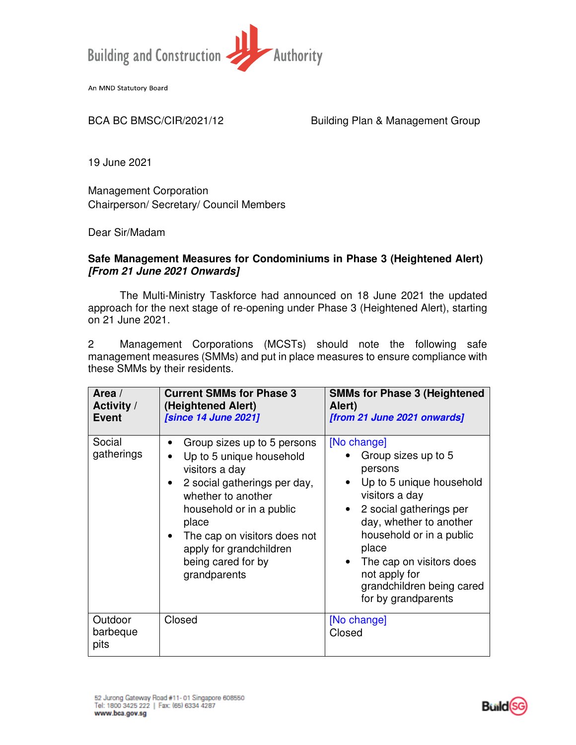Building and Construction Authority

An MND Statutory Board

BCA BC BMSC/CIR/2021/12 Building Plan & Management Group

19 June 2021

Management Corporation
Chairperson/ Secretary/ Council Members

Dear Sir/Madam

**Safe Management Measures for Condominiums in Phase 3 (Heightened Alert)** ***[From 21 June 2021 Onwards]***

The Multi-Ministry Taskforce had announced on 18 June 2021 the updated approach for the next stage of re-opening under Phase 3 (Heightened Alert), starting on 21 June 2021.

2 Management Corporations (MCSTs) should note the following safe management measures (SMMs) and put in place measures to ensure compliance with these SMMs by their residents.

| **Area / Activity / Event** | **Current SMMs for Phase 3 (Heightened Alert)** ***[since 14 June 2021]*** | **SMMs for Phase 3 (Heightened Alert)** ***[from 21 June 2021 onwards]*** |
|---|---|---|
| Social gatherings | • Group sizes up to 5 persons<br>• Up to 5 unique household visitors a day<br>• 2 social gatherings per day, whether to another household or in a public place<br>• The cap on visitors does not apply for grandchildren being cared for by grandparents | [No change]<br>• Group sizes up to 5 persons<br>• Up to 5 unique household visitors a day<br>• 2 social gatherings per day, whether to another household or in a public place<br>• The cap on visitors does not apply for grandchildren being cared for by grandparents |
| Outdoor barbeque pits | Closed | [No change]<br>Closed |

52 Jurong Gateway Road #11-01 Singapore 608550
Tel: 1800 3425 222 | Fax: (65) 6334 4287
www.bca.gov.sg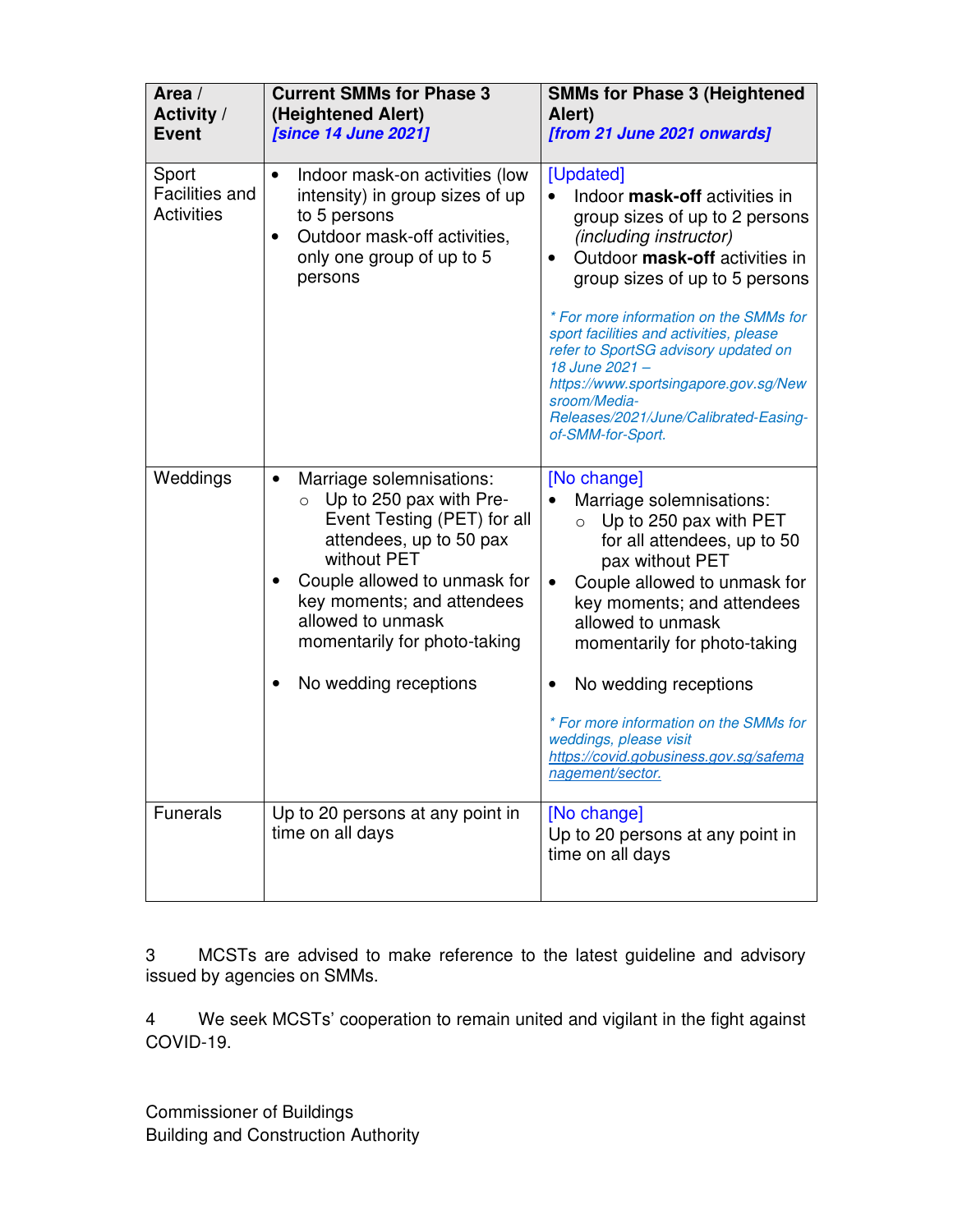| Area / Activity / Event | Current SMMs for Phase 3 (Heightened Alert) *[since 14 June 2021]* | SMMs for Phase 3 (Heightened Alert) *[from 21 June 2021 onwards]* |
|---|---|---|
| Sport Facilities and Activities | • Indoor mask-on activities (low intensity) in group sizes of up to 5 persons<br>• Outdoor mask-off activities, only one group of up to 5 persons | [Updated]<br>• Indoor **mask-off** activities in group sizes of up to 2 persons *(including instructor)*<br>• Outdoor **mask-off** activities in group sizes of up to 5 persons<br><br>*\* For more information on the SMMs for sport facilities and activities, please refer to SportSG advisory updated on 18 June 2021 – https://www.sportsingapore.gov.sg/Newsroom/Media-Releases/2021/June/Calibrated-Easing-of-SMM-for-Sport.* |
| Weddings | • Marriage solemnisations:<br>  ○ Up to 250 pax with Pre-Event Testing (PET) for all attendees, up to 50 pax without PET<br>• Couple allowed to unmask for key moments; and attendees allowed to unmask momentarily for photo-taking<br><br>• No wedding receptions | [No change]<br>• Marriage solemnisations:<br>  ○ Up to 250 pax with PET for all attendees, up to 50 pax without PET<br>• Couple allowed to unmask for key moments; and attendees allowed to unmask momentarily for photo-taking<br><br>• No wedding receptions<br><br>*\* For more information on the SMMs for weddings, please visit https://covid.gobusiness.gov.sg/safemanagement/sector.* |
| Funerals | Up to 20 persons at any point in time on all days | [No change]<br>Up to 20 persons at any point in time on all days |

3 MCSTs are advised to make reference to the latest guideline and advisory issued by agencies on SMMs.

4 We seek MCSTs' cooperation to remain united and vigilant in the fight against COVID-19.

Commissioner of Buildings
Building and Construction Authority